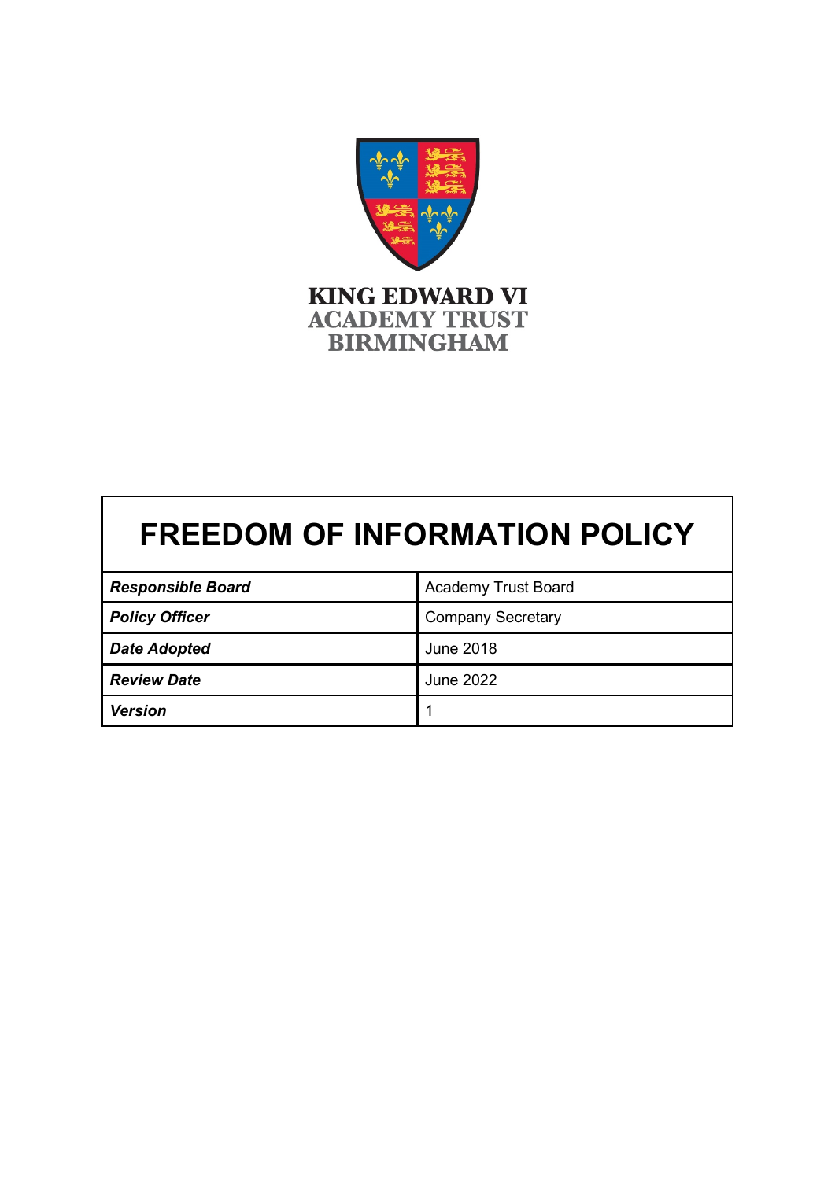KING EDWARD VI
ACADEMY TRUST
BIRMINGHAM

# FREEDOM OF INFORMATION POLICY

| | |
|---|---|
| ***Responsible Board*** | Academy Trust Board |
| ***Policy Officer*** | Company Secretary |
| ***Date Adopted*** | June 2018 |
| ***Review Date*** | June 2022 |
| ***Version*** | 1 |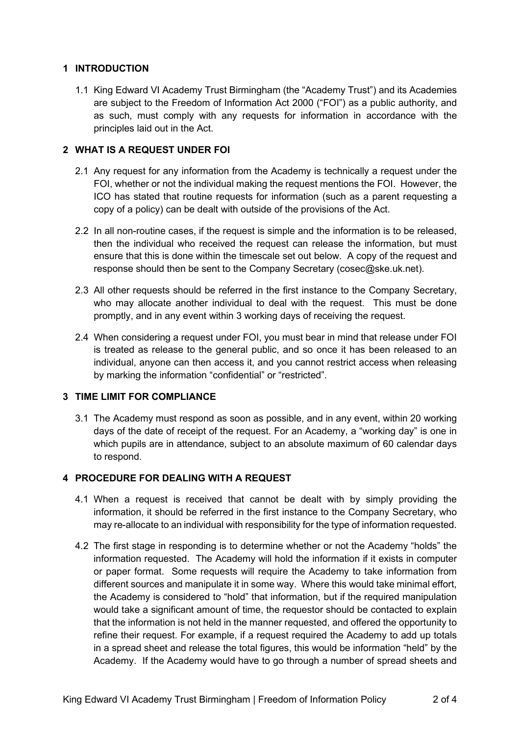## 1 INTRODUCTION

1.1 King Edward VI Academy Trust Birmingham (the "Academy Trust") and its Academies are subject to the Freedom of Information Act 2000 ("FOI") as a public authority, and as such, must comply with any requests for information in accordance with the principles laid out in the Act.

## 2 WHAT IS A REQUEST UNDER FOI

2.1 Any request for any information from the Academy is technically a request under the FOI, whether or not the individual making the request mentions the FOI. However, the ICO has stated that routine requests for information (such as a parent requesting a copy of a policy) can be dealt with outside of the provisions of the Act.

2.2 In all non-routine cases, if the request is simple and the information is to be released, then the individual who received the request can release the information, but must ensure that this is done within the timescale set out below. A copy of the request and response should then be sent to the Company Secretary (cosec@ske.uk.net).

2.3 All other requests should be referred in the first instance to the Company Secretary, who may allocate another individual to deal with the request. This must be done promptly, and in any event within 3 working days of receiving the request.

2.4 When considering a request under FOI, you must bear in mind that release under FOI is treated as release to the general public, and so once it has been released to an individual, anyone can then access it, and you cannot restrict access when releasing by marking the information "confidential" or "restricted".

## 3 TIME LIMIT FOR COMPLIANCE

3.1 The Academy must respond as soon as possible, and in any event, within 20 working days of the date of receipt of the request. For an Academy, a "working day" is one in which pupils are in attendance, subject to an absolute maximum of 60 calendar days to respond.

## 4 PROCEDURE FOR DEALING WITH A REQUEST

4.1 When a request is received that cannot be dealt with by simply providing the information, it should be referred in the first instance to the Company Secretary, who may re-allocate to an individual with responsibility for the type of information requested.

4.2 The first stage in responding is to determine whether or not the Academy "holds" the information requested. The Academy will hold the information if it exists in computer or paper format. Some requests will require the Academy to take information from different sources and manipulate it in some way. Where this would take minimal effort, the Academy is considered to "hold" that information, but if the required manipulation would take a significant amount of time, the requestor should be contacted to explain that the information is not held in the manner requested, and offered the opportunity to refine their request. For example, if a request required the Academy to add up totals in a spread sheet and release the total figures, this would be information "held" by the Academy. If the Academy would have to go through a number of spread sheets and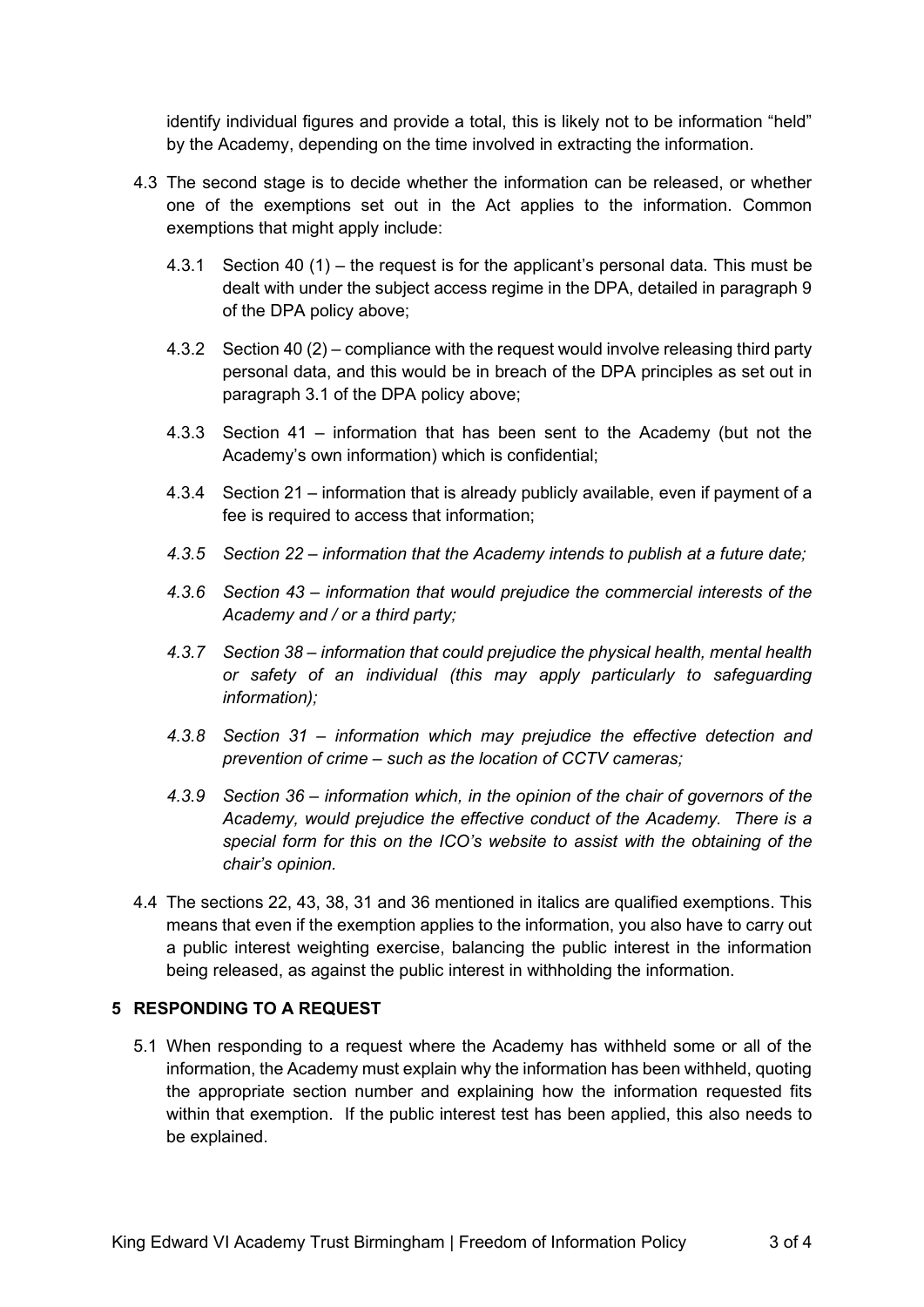identify individual figures and provide a total, this is likely not to be information "held" by the Academy, depending on the time involved in extracting the information.

4.3 The second stage is to decide whether the information can be released, or whether one of the exemptions set out in the Act applies to the information. Common exemptions that might apply include:

4.3.1 Section 40 (1) – the request is for the applicant's personal data. This must be dealt with under the subject access regime in the DPA, detailed in paragraph 9 of the DPA policy above;

4.3.2 Section 40 (2) – compliance with the request would involve releasing third party personal data, and this would be in breach of the DPA principles as set out in paragraph 3.1 of the DPA policy above;

4.3.3 Section 41 – information that has been sent to the Academy (but not the Academy's own information) which is confidential;

4.3.4 Section 21 – information that is already publicly available, even if payment of a fee is required to access that information;

*4.3.5 Section 22 – information that the Academy intends to publish at a future date;*

*4.3.6 Section 43 – information that would prejudice the commercial interests of the Academy and / or a third party;*

*4.3.7 Section 38 – information that could prejudice the physical health, mental health or safety of an individual (this may apply particularly to safeguarding information);*

*4.3.8 Section 31 – information which may prejudice the effective detection and prevention of crime – such as the location of CCTV cameras;*

*4.3.9 Section 36 – information which, in the opinion of the chair of governors of the Academy, would prejudice the effective conduct of the Academy. There is a special form for this on the ICO's website to assist with the obtaining of the chair's opinion.*

4.4 The sections 22, 43, 38, 31 and 36 mentioned in italics are qualified exemptions. This means that even if the exemption applies to the information, you also have to carry out a public interest weighting exercise, balancing the public interest in the information being released, as against the public interest in withholding the information.

## 5 RESPONDING TO A REQUEST

5.1 When responding to a request where the Academy has withheld some or all of the information, the Academy must explain why the information has been withheld, quoting the appropriate section number and explaining how the information requested fits within that exemption. If the public interest test has been applied, this also needs to be explained.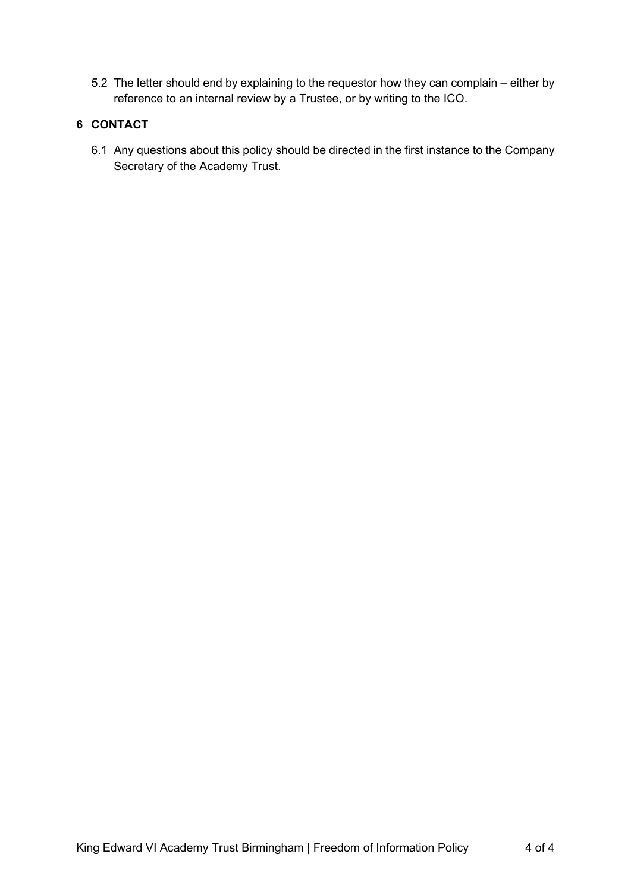5.2 The letter should end by explaining to the requestor how they can complain – either by reference to an internal review by a Trustee, or by writing to the ICO.

## 6 CONTACT

6.1 Any questions about this policy should be directed in the first instance to the Company Secretary of the Academy Trust.